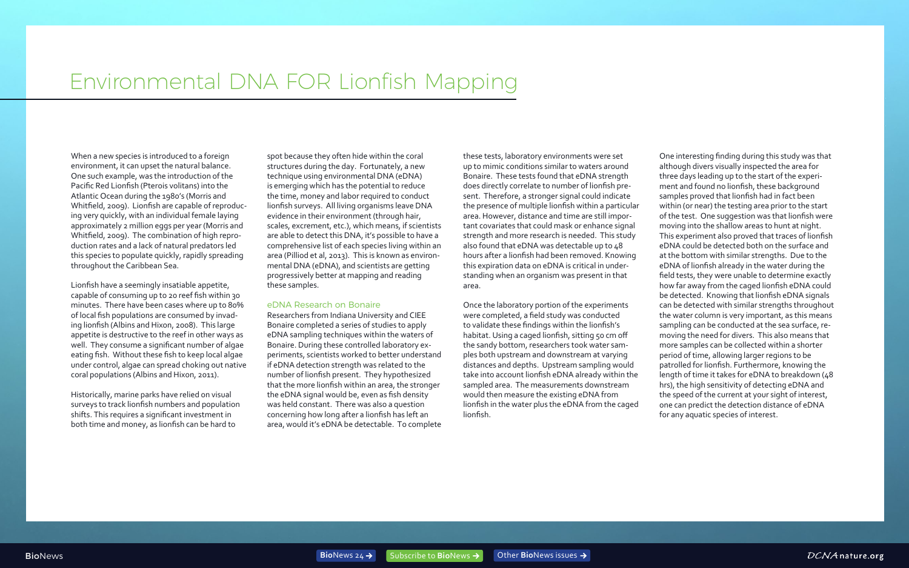# Environmental DNA FOR Lionfish Mapping

When a new species is introduced to a foreign environment, it can upset the natural balance. One such example, was the introduction of the Pacific Red Lionfish (Pterois volitans) into the Atlantic Ocean during the 1980's (Morris and Whitfield, 2009). Lionfish are capable of reproducing very quickly, with an individual female laying approximately 2 million eggs per year (Morris and Whitfield, 2009). The combination of high reproduction rates and a lack of natural predators led this species to populate quickly, rapidly spreading throughout the Caribbean Sea.

Lionfish have a seemingly insatiable appetite, capable of consuming up to 20 reef fish within 30 minutes. There have been cases where up to 80% of local fish populations are consumed by invading lionfish (Albins and Hixon, 2008). This large appetite is destructive to the reef in other ways as well. They consume a significant number of algae eating fish. Without these fish to keep local algae under control, algae can spread choking out native coral populations (Albins and Hixon, 2011).

Historically, marine parks have relied on visual surveys to track lionfish numbers and population shifts. This requires a significant investment in both time and money, as lionfish can be hard to spot because they often hide within the coral structures during the day. Fortunately, a new technique using environmental DNA (eDNA) is emerging which has the potential to reduce the time, money and labor required to conduct lionfish surveys. All living organisms leave DNA evidence in their environment (through hair, scales, excrement, etc.), which means, if scientists are able to detect this DNA, it's possible to have a comprehensive list of each species living within an area (Pilliod et al, 2013). This is known as environmental DNA (eDNA), and scientists are getting progressively better at mapping and reading these samples.

## eDNA Research on Bonaire

Researchers from Indiana University and CIEE Bonaire completed a series of studies to apply eDNA sampling techniques within the waters of Bonaire. During these controlled laboratory experiments, scientists worked to better understand if eDNA detection strength was related to the number of lionfish present. They hypothesized that the more lionfish within an area, the stronger the eDNA signal would be, even as fish density was held constant. There was also a question concerning how long after a lionfish has left an area, would it's eDNA be detectable. To complete these tests, laboratory environments were set up to mimic conditions similar to waters around Bonaire. These tests found that eDNA strength does directly correlate to number of lionfish present. Therefore, a stronger signal could indicate the presence of multiple lionfish within a particular area. However, distance and time are still important covariates that could mask or enhance signal strength and more research is needed. This study also found that eDNA was detectable up to 48 hours after a lionfish had been removed. Knowing this expiration data on eDNA is critical in understanding when an organism was present in that area.

Once the laboratory portion of the experiments were completed, a field study was conducted to validate these findings within the lionfish's habitat. Using a caged lionfish, sitting 50 cm off the sandy bottom, researchers took water samples both upstream and downstream at varying distances and depths. Upstream sampling would take into account lionfish eDNA already within the sampled area. The measurements downstream would then measure the existing eDNA from lionfish in the water plus the eDNA from the caged lionfish.

One interesting finding during this study was that although divers visually inspected the area for three days leading up to the start of the experiment and found no lionfish, these background samples proved that lionfish had in fact been within (or near) the testing area prior to the start of the test. One suggestion was that lionfish were moving into the shallow areas to hunt at night. This experiment also proved that traces of lionfish eDNA could be detected both on the surface and at the bottom with similar strengths. Due to the eDNA of lionfish already in the water during the field tests, they were unable to determine exactly how far away from the caged lionfish eDNA could be detected. Knowing that lionfish eDNA signals can be detected with similar strengths throughout the water column is very important, as this means sampling can be conducted at the sea surface, removing the need for divers. This also means that more samples can be collected within a shorter period of time, allowing larger regions to be patrolled for lionfish. Furthermore, knowing the length of time it takes for eDNA to breakdown (48 hrs), the high sensitivity of detecting eDNA and the speed of the current at your sight of interest, one can predict the detection distance of eDNA for any aquatic species of interest.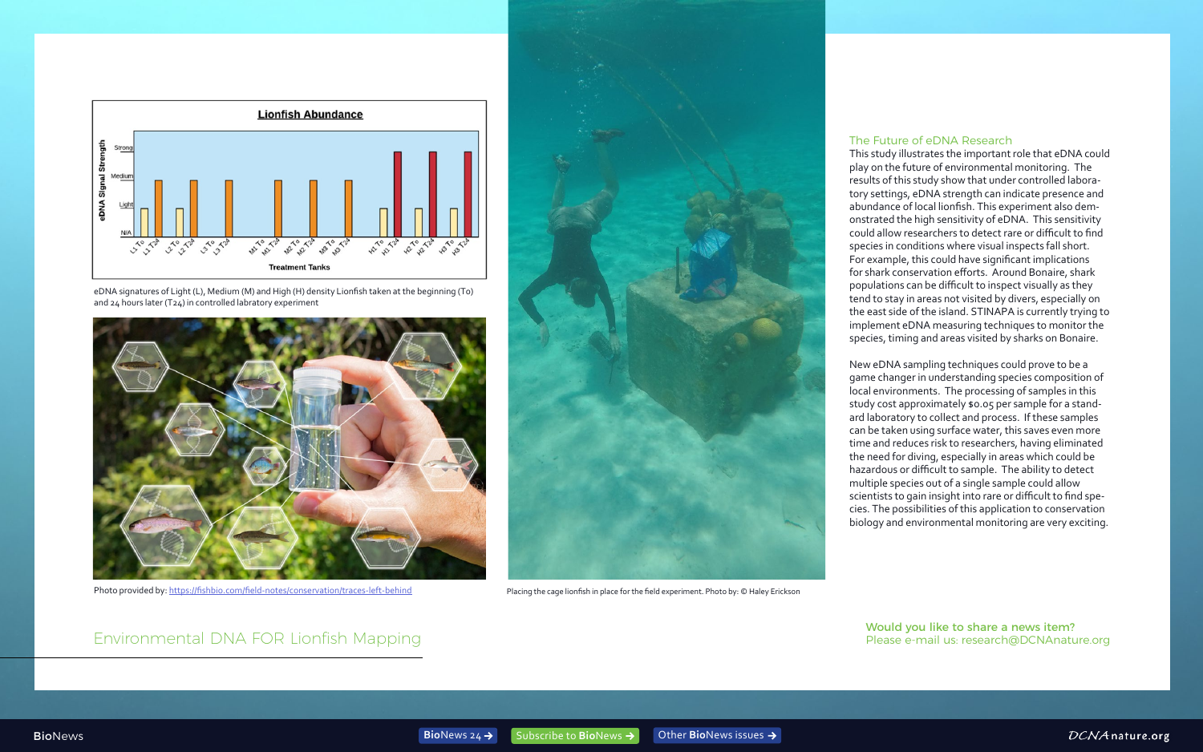Lionfish Abundance

eDNA Signal Strength

Strong

Medium

Light

N/A

L1 To
L1 T24
L2 To
L2 T24
L3 To
L3 T24
M1 To
M1 T24
M2 To
M2 T24
M3 To
M3 T24
H1 To
H1 T24
H2 To
H2 T24
H3 To
H3 T24

Treatment Tanks

eDNA signatures of Light (L), Medium (M) and High (H) density Lionfish taken at the beginning (To) and 24 hours later (T24) in controlled labratory experiment

Photo provided by: https://fishbio.com/field-notes/conservation/traces-left-behind

Placing the cage lionfish in place for the field experiment. Photo by: © Haley Erickson

## Environmental DNA FOR Lionfish Mapping

### The Future of eDNA Research

This study illustrates the important role that eDNA could play on the future of environmental monitoring. The results of this study show that under controlled laboratory settings, eDNA strength can indicate presence and abundance of local lionfish. This experiment also demonstrated the high sensitivity of eDNA. This sensitivity could allow researchers to detect rare or difficult to find species in conditions where visual inspects fall short. For example, this could have significant implications for shark conservation efforts. Around Bonaire, shark populations can be difficult to inspect visually as they tend to stay in areas not visited by divers, especially on the east side of the island. STINAPA is currently trying to implement eDNA measuring techniques to monitor the species, timing and areas visited by sharks on Bonaire.

New eDNA sampling techniques could prove to be a game changer in understanding species composition of local environments. The processing of samples in this study cost approximately $0.05 per sample for a standard laboratory to collect and process. If these samples can be taken using surface water, this saves even more time and reduces risk to researchers, having eliminated the need for diving, especially in areas which could be hazardous or difficult to sample. The ability to detect multiple species out of a single sample could allow scientists to gain insight into rare or difficult to find species. The possibilities of this application to conservation biology and environmental monitoring are very exciting.

**Would you like to share a news item?**
Please e-mail us: research@DCNAnature.org